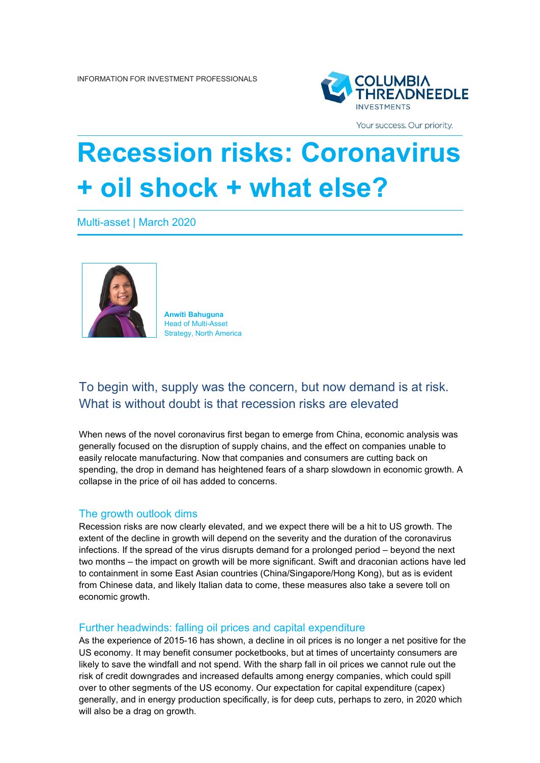INFORMATION FOR INVESTMENT PROFESSIONALS

COLUMBIA THREADNEEDLE INVESTMENTS

Your success. Our priority.

# Recession risks: Coronavirus + oil shock + what else?

Multi-asset | March 2020

**Anwiti Bahuguna**
Head of Multi-Asset Strategy, North America

## To begin with, supply was the concern, but now demand is at risk. What is without doubt is that recession risks are elevated

When news of the novel coronavirus first began to emerge from China, economic analysis was generally focused on the disruption of supply chains, and the effect on companies unable to easily relocate manufacturing. Now that companies and consumers are cutting back on spending, the drop in demand has heightened fears of a sharp slowdown in economic growth. A collapse in the price of oil has added to concerns.

### The growth outlook dims

Recession risks are now clearly elevated, and we expect there will be a hit to US growth. The extent of the decline in growth will depend on the severity and the duration of the coronavirus infections. If the spread of the virus disrupts demand for a prolonged period – beyond the next two months – the impact on growth will be more significant. Swift and draconian actions have led to containment in some East Asian countries (China/Singapore/Hong Kong), but as is evident from Chinese data, and likely Italian data to come, these measures also take a severe toll on economic growth.

### Further headwinds: falling oil prices and capital expenditure

As the experience of 2015-16 has shown, a decline in oil prices is no longer a net positive for the US economy. It may benefit consumer pocketbooks, but at times of uncertainty consumers are likely to save the windfall and not spend. With the sharp fall in oil prices we cannot rule out the risk of credit downgrades and increased defaults among energy companies, which could spill over to other segments of the US economy. Our expectation for capital expenditure (capex) generally, and in energy production specifically, is for deep cuts, perhaps to zero, in 2020 which will also be a drag on growth.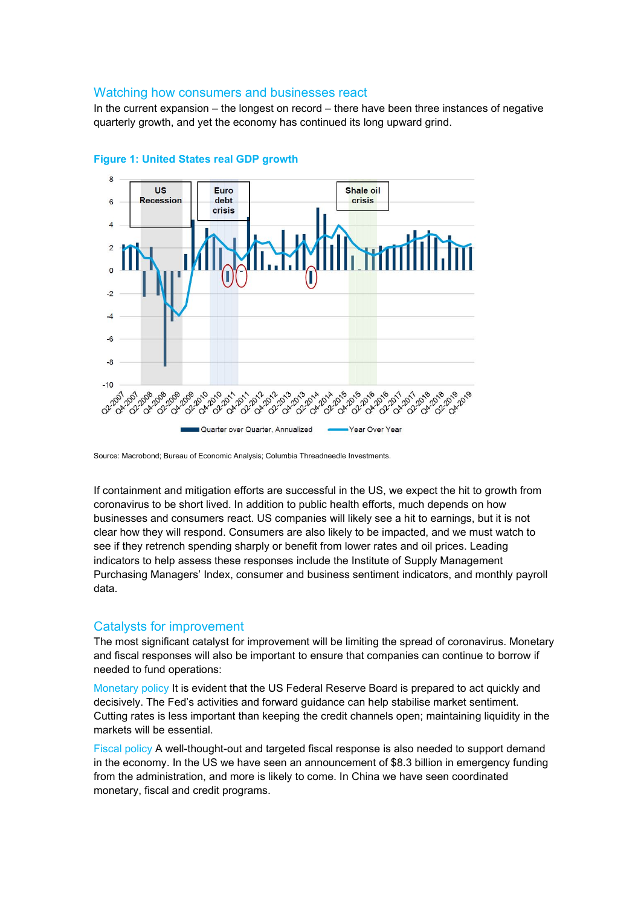## Watching how consumers and businesses react

In the current expansion – the longest on record – there have been three instances of negative quarterly growth, and yet the economy has continued its long upward grind.

**Figure 1: United States real GDP growth**

Source: Macrobond; Bureau of Economic Analysis; Columbia Threadneedle Investments.

If containment and mitigation efforts are successful in the US, we expect the hit to growth from coronavirus to be short lived. In addition to public health efforts, much depends on how businesses and consumers react. US companies will likely see a hit to earnings, but it is not clear how they will respond. Consumers are also likely to be impacted, and we must watch to see if they retrench spending sharply or benefit from lower rates and oil prices. Leading indicators to help assess these responses include the Institute of Supply Management Purchasing Managers' Index, consumer and business sentiment indicators, and monthly payroll data.

## Catalysts for improvement

The most significant catalyst for improvement will be limiting the spread of coronavirus. Monetary and fiscal responses will also be important to ensure that companies can continue to borrow if needed to fund operations:

**Monetary policy** It is evident that the US Federal Reserve Board is prepared to act quickly and decisively. The Fed's activities and forward guidance can help stabilise market sentiment. Cutting rates is less important than keeping the credit channels open; maintaining liquidity in the markets will be essential.

**Fiscal policy** A well-thought-out and targeted fiscal response is also needed to support demand in the economy. In the US we have seen an announcement of $8.3 billion in emergency funding from the administration, and more is likely to come. In China we have seen coordinated monetary, fiscal and credit programs.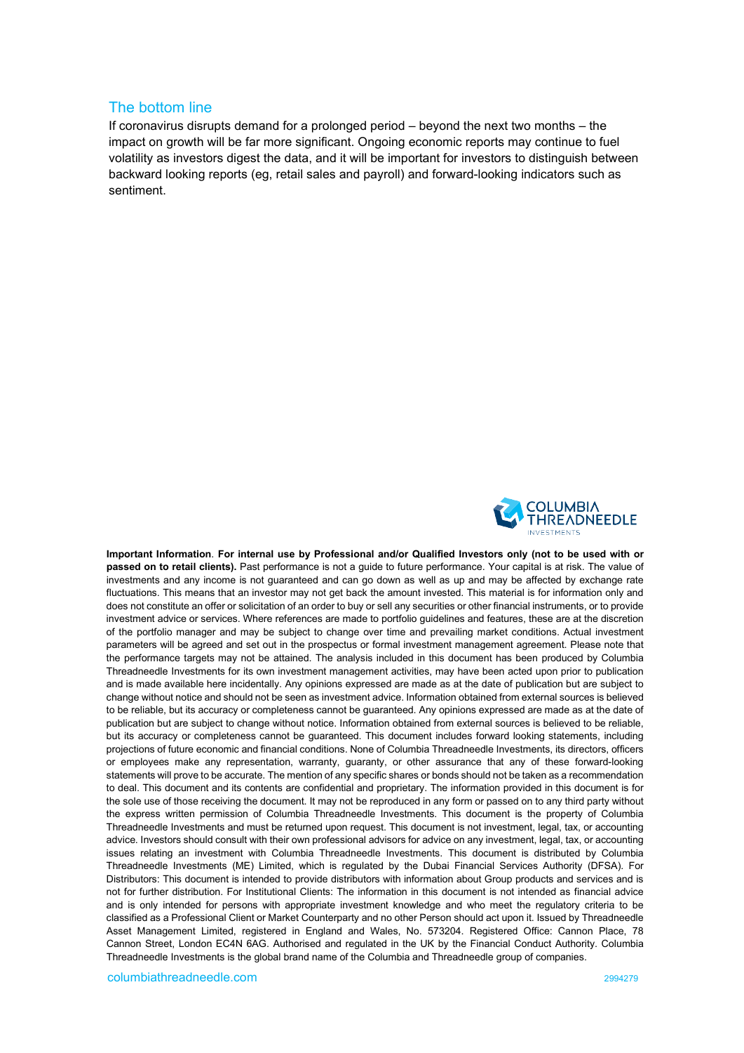## The bottom line

If coronavirus disrupts demand for a prolonged period – beyond the next two months – the impact on growth will be far more significant. Ongoing economic reports may continue to fuel volatility as investors digest the data, and it will be important for investors to distinguish between backward looking reports (eg, retail sales and payroll) and forward-looking indicators such as sentiment.

**Important Information**. **For internal use by Professional and/or Qualified Investors only (not to be used with or passed on to retail clients).** Past performance is not a guide to future performance. Your capital is at risk. The value of investments and any income is not guaranteed and can go down as well as up and may be affected by exchange rate fluctuations. This means that an investor may not get back the amount invested. This material is for information only and does not constitute an offer or solicitation of an order to buy or sell any securities or other financial instruments, or to provide investment advice or services. Where references are made to portfolio guidelines and features, these are at the discretion of the portfolio manager and may be subject to change over time and prevailing market conditions. Actual investment parameters will be agreed and set out in the prospectus or formal investment management agreement. Please note that the performance targets may not be attained. The analysis included in this document has been produced by Columbia Threadneedle Investments for its own investment management activities, may have been acted upon prior to publication and is made available here incidentally. Any opinions expressed are made as at the date of publication but are subject to change without notice and should not be seen as investment advice. Information obtained from external sources is believed to be reliable, but its accuracy or completeness cannot be guaranteed. Any opinions expressed are made as at the date of publication but are subject to change without notice. Information obtained from external sources is believed to be reliable, but its accuracy or completeness cannot be guaranteed. This document includes forward looking statements, including projections of future economic and financial conditions. None of Columbia Threadneedle Investments, its directors, officers or employees make any representation, warranty, guaranty, or other assurance that any of these forward-looking statements will prove to be accurate. The mention of any specific shares or bonds should not be taken as a recommendation to deal. This document and its contents are confidential and proprietary. The information provided in this document is for the sole use of those receiving the document. It may not be reproduced in any form or passed on to any third party without the express written permission of Columbia Threadneedle Investments. This document is the property of Columbia Threadneedle Investments and must be returned upon request. This document is not investment, legal, tax, or accounting advice. Investors should consult with their own professional advisors for advice on any investment, legal, tax, or accounting issues relating an investment with Columbia Threadneedle Investments. This document is distributed by Columbia Threadneedle Investments (ME) Limited, which is regulated by the Dubai Financial Services Authority (DFSA). For Distributors: This document is intended to provide distributors with information about Group products and services and is not for further distribution. For Institutional Clients: The information in this document is not intended as financial advice and is only intended for persons with appropriate investment knowledge and who meet the regulatory criteria to be classified as a Professional Client or Market Counterparty and no other Person should act upon it. Issued by Threadneedle Asset Management Limited, registered in England and Wales, No. 573204. Registered Office: Cannon Place, 78 Cannon Street, London EC4N 6AG. Authorised and regulated in the UK by the Financial Conduct Authority. Columbia Threadneedle Investments is the global brand name of the Columbia and Threadneedle group of companies.

columbiathreadneedle.com

2994279